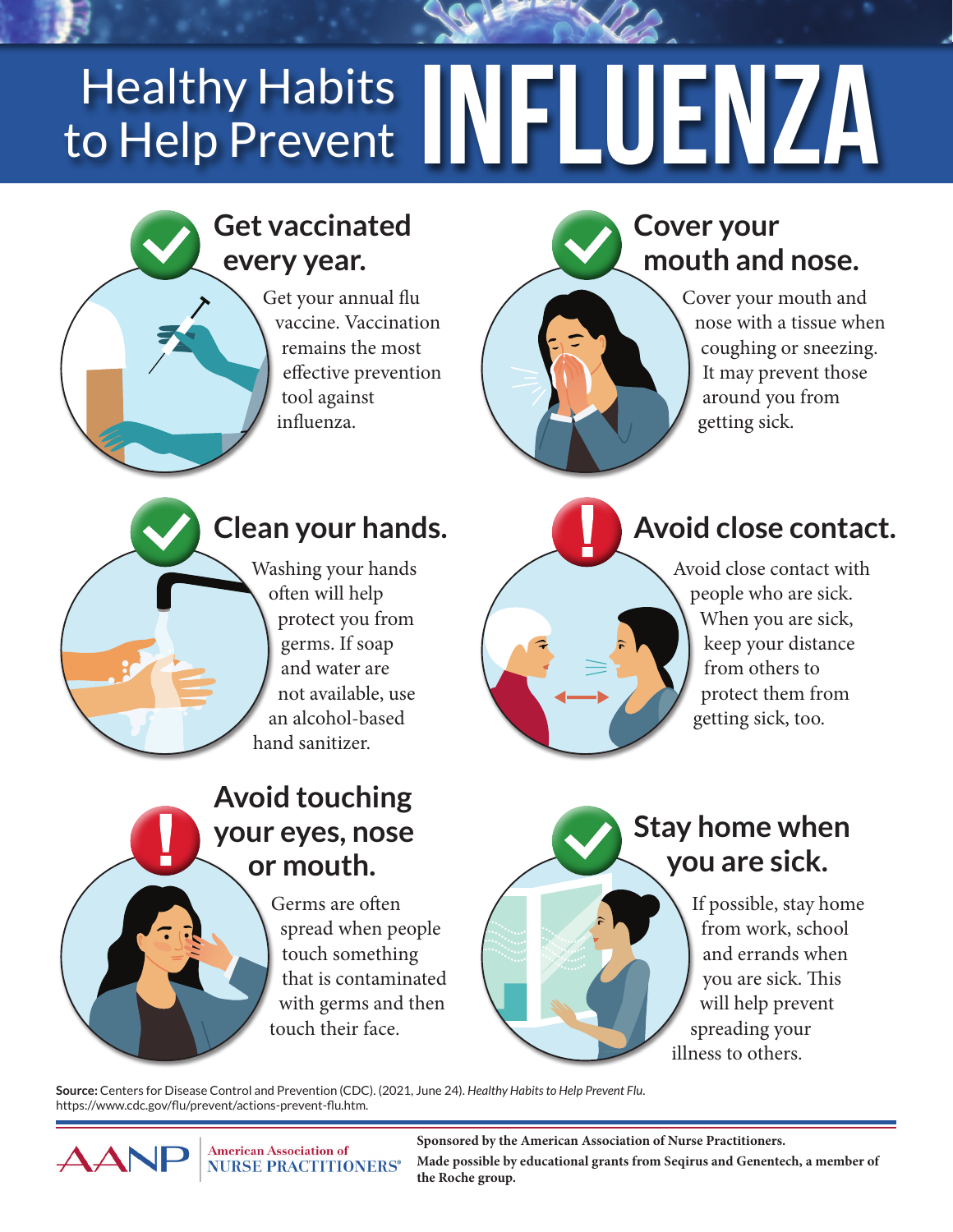# Healthy Habits to Help Prevent INFLUENZA

## Get vaccinated every year.

Get your annual flu vaccine. Vaccination remains the most effective prevention tool against influenza.

## Cover your mouth and nose.

Cover your mouth and nose with a tissue when coughing or sneezing. It may prevent those around you from getting sick.

## Clean your hands.

Washing your hands often will help protect you from germs. If soap and water are not available, use an alcohol-based hand sanitizer.

## Avoid close contact.

Avoid close contact with people who are sick. When you are sick, keep your distance from others to protect them from getting sick, too.

## Avoid touching your eyes, nose or mouth.

Germs are often spread when people touch something that is contaminated with germs and then touch their face.

## Stay home when you are sick.

If possible, stay home from work, school and errands when you are sick. This will help prevent spreading your illness to others.

**Source:** Centers for Disease Control and Prevention (CDC). (2021, June 24). *Healthy Habits to Help Prevent Flu.* https://www.cdc.gov/flu/prevent/actions-prevent-flu.htm.

AANP | American Association of NURSE PRACTITIONERS®

**Sponsored by the American Association of Nurse Practitioners.**

**Made possible by educational grants from Seqirus and Genentech, a member of the Roche group.**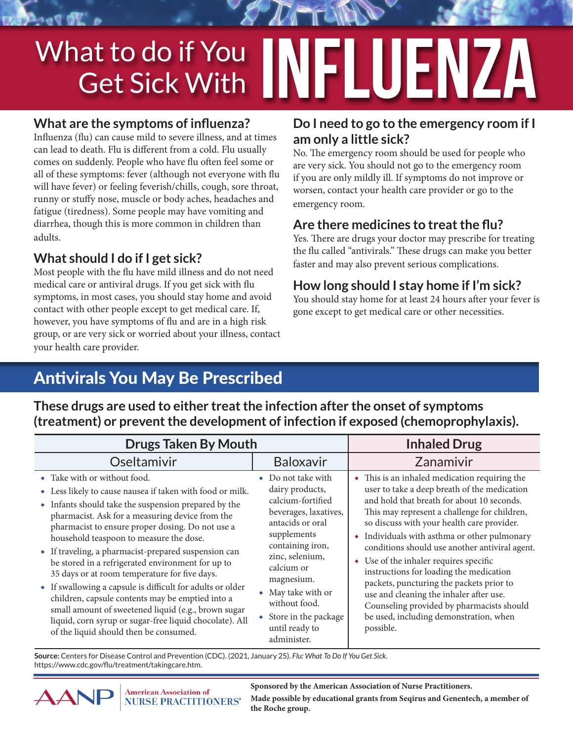# What to do if You Get Sick With INFLUENZA

## What are the symptoms of influenza?

Influenza (flu) can cause mild to severe illness, and at times can lead to death. Flu is different from a cold. Flu usually comes on suddenly. People who have flu often feel some or all of these symptoms: fever (although not everyone with flu will have fever) or feeling feverish/chills, cough, sore throat, runny or stuffy nose, muscle or body aches, headaches and fatigue (tiredness). Some people may have vomiting and diarrhea, though this is more common in children than adults.

## What should I do if I get sick?

Most people with the flu have mild illness and do not need medical care or antiviral drugs. If you get sick with flu symptoms, in most cases, you should stay home and avoid contact with other people except to get medical care. If, however, you have symptoms of flu and are in a high risk group, or are very sick or worried about your illness, contact your health care provider.

## Do I need to go to the emergency room if I am only a little sick?

No. The emergency room should be used for people who are very sick. You should not go to the emergency room if you are only mildly ill. If symptoms do not improve or worsen, contact your health care provider or go to the emergency room.

## Are there medicines to treat the flu?

Yes. There are drugs your doctor may prescribe for treating the flu called "antivirals." These drugs can make you better faster and may also prevent serious complications.

## How long should I stay home if I'm sick?

You should stay home for at least 24 hours after your fever is gone except to get medical care or other necessities.

## Antivirals You May Be Prescribed

**These drugs are used to either treat the infection after the onset of symptoms (treatment) or prevent the development of infection if exposed (chemoprophylaxis).**

| Drugs Taken By Mouth | | Inhaled Drug |
|---|---|---|
| **Oseltamivir** | **Baloxavir** | **Zanamivir** |
| • Take with or without food.<br>• Less likely to cause nausea if taken with food or milk.<br>• Infants should take the suspension prepared by the pharmacist. Ask for a measuring device from the pharmacist to ensure proper dosing. Do not use a household teaspoon to measure the dose.<br>• If traveling, a pharmacist-prepared suspension can be stored in a refrigerated environment for up to 35 days or at room temperature for five days.<br>• If swallowing a capsule is difficult for adults or older children, capsule contents may be emptied into a small amount of sweetened liquid (e.g., brown sugar liquid, corn syrup or sugar-free liquid chocolate). All of the liquid should then be consumed. | • Do not take with dairy products, calcium-fortified beverages, laxatives, antacids or oral supplements containing iron, zinc, selenium, calcium or magnesium.<br>• May take with or without food.<br>• Store in the package until ready to administer. | • This is an inhaled medication requiring the user to take a deep breath of the medication and hold that breath for about 10 seconds. This may represent a challenge for children, so discuss with your health care provider.<br>• Individuals with asthma or other pulmonary conditions should use another antiviral agent.<br>• Use of the inhaler requires specific instructions for loading the medication packets, puncturing the packets prior to use and cleaning the inhaler after use. Counseling provided by pharmacists should be used, including demonstration, when possible. |

**Source:** Centers for Disease Control and Prevention (CDC). (2021, January 25). *Flu: What To Do If You Get Sick*. https://www.cdc.gov/flu/treatment/takingcare.htm.

AANP American Association of NURSE PRACTITIONERS®

**Sponsored by the American Association of Nurse Practitioners.**

**Made possible by educational grants from Seqirus and Genentech, a member of the Roche group.**